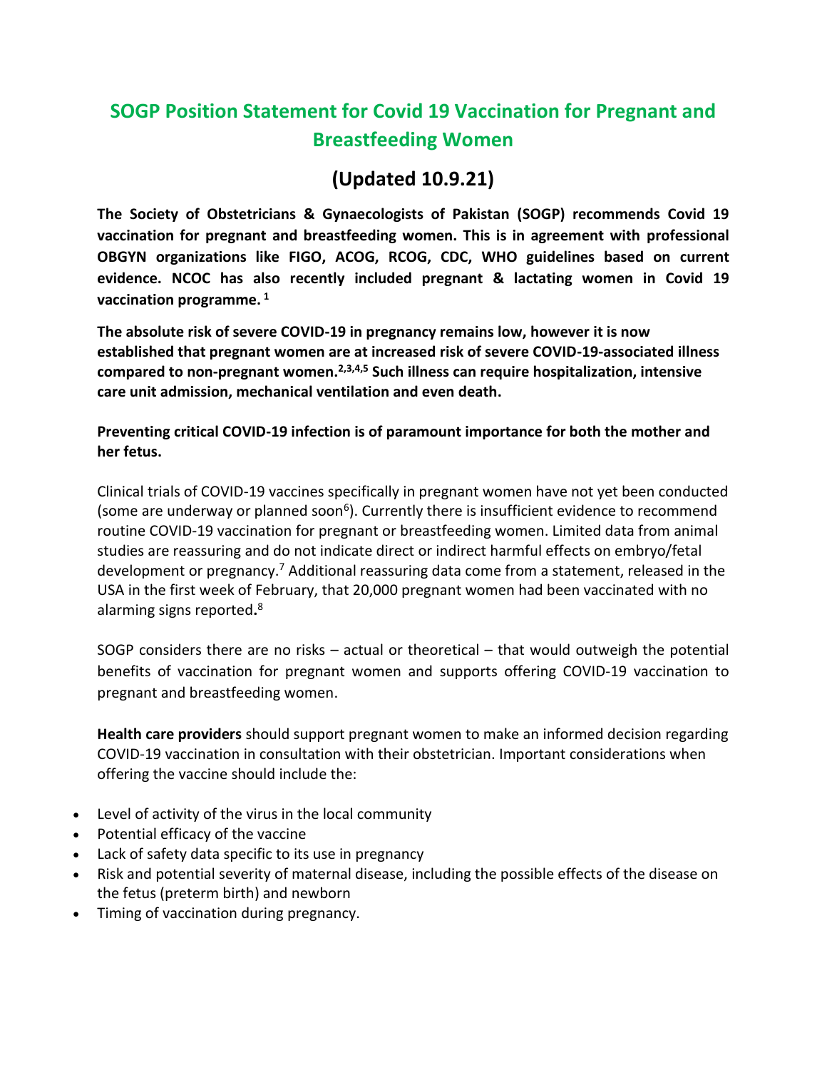# SOGP Position Statement for Covid 19 Vaccination for Pregnant and Breastfeeding Women

## (Updated 10.9.21)

**The Society of Obstetricians & Gynaecologists of Pakistan (SOGP) recommends Covid 19 vaccination for pregnant and breastfeeding women. This is in agreement with professional OBGYN organizations like FIGO, ACOG, RCOG, CDC, WHO guidelines based on current evidence. NCOC has also recently included pregnant & lactating women in Covid 19 vaccination programme.** [1]

**The absolute risk of severe COVID-19 in pregnancy remains low, however it is now established that pregnant women are at increased risk of severe COVID-19-associated illness compared to non-pregnant women.**[2,3,4,5] **Such illness can require hospitalization, intensive care unit admission, mechanical ventilation and even death.**

**Preventing critical COVID-19 infection is of paramount importance for both the mother and her fetus.**

Clinical trials of COVID-19 vaccines specifically in pregnant women have not yet been conducted (some are underway or planned soon[6]). Currently there is insufficient evidence to recommend routine COVID-19 vaccination for pregnant or breastfeeding women. Limited data from animal studies are reassuring and do not indicate direct or indirect harmful effects on embryo/fetal development or pregnancy.[7] Additional reassuring data come from a statement, released in the USA in the first week of February, that 20,000 pregnant women had been vaccinated with no alarming signs reported.[8]

SOGP considers there are no risks – actual or theoretical – that would outweigh the potential benefits of vaccination for pregnant women and supports offering COVID-19 vaccination to pregnant and breastfeeding women.

**Health care providers** should support pregnant women to make an informed decision regarding COVID-19 vaccination in consultation with their obstetrician. Important considerations when offering the vaccine should include the:

- Level of activity of the virus in the local community
- Potential efficacy of the vaccine
- Lack of safety data specific to its use in pregnancy
- Risk and potential severity of maternal disease, including the possible effects of the disease on the fetus (preterm birth) and newborn
- Timing of vaccination during pregnancy.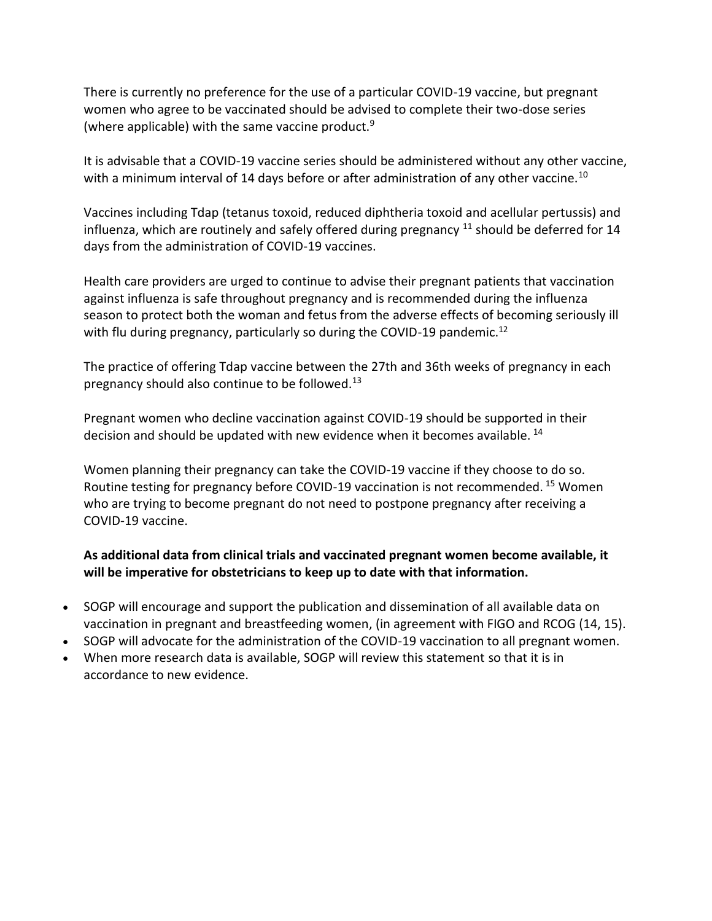There is currently no preference for the use of a particular COVID-19 vaccine, but pregnant women who agree to be vaccinated should be advised to complete their two-dose series (where applicable) with the same vaccine product.[9]

It is advisable that a COVID-19 vaccine series should be administered without any other vaccine, with a minimum interval of 14 days before or after administration of any other vaccine.[10]

Vaccines including Tdap (tetanus toxoid, reduced diphtheria toxoid and acellular pertussis) and influenza, which are routinely and safely offered during pregnancy [11] should be deferred for 14 days from the administration of COVID-19 vaccines.

Health care providers are urged to continue to advise their pregnant patients that vaccination against influenza is safe throughout pregnancy and is recommended during the influenza season to protect both the woman and fetus from the adverse effects of becoming seriously ill with flu during pregnancy, particularly so during the COVID-19 pandemic.[12]

The practice of offering Tdap vaccine between the 27th and 36th weeks of pregnancy in each pregnancy should also continue to be followed.[13]

Pregnant women who decline vaccination against COVID-19 should be supported in their decision and should be updated with new evidence when it becomes available. [14]

Women planning their pregnancy can take the COVID-19 vaccine if they choose to do so. Routine testing for pregnancy before COVID-19 vaccination is not recommended. [15] Women who are trying to become pregnant do not need to postpone pregnancy after receiving a COVID-19 vaccine.

**As additional data from clinical trials and vaccinated pregnant women become available, it will be imperative for obstetricians to keep up to date with that information.**

- SOGP will encourage and support the publication and dissemination of all available data on vaccination in pregnant and breastfeeding women, (in agreement with FIGO and RCOG (14, 15).
- SOGP will advocate for the administration of the COVID-19 vaccination to all pregnant women.
- When more research data is available, SOGP will review this statement so that it is in accordance to new evidence.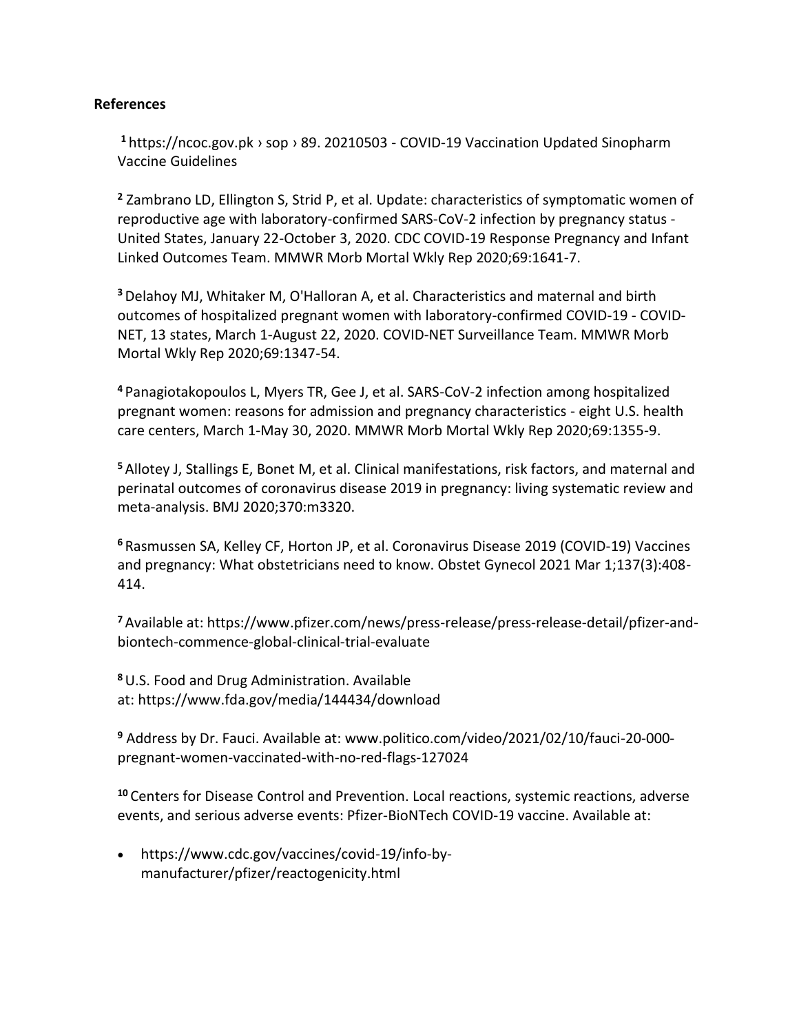## References

[1] https://ncoc.gov.pk › sop › 89. 20210503 - COVID-19 Vaccination Updated Sinopharm Vaccine Guidelines

[2] Zambrano LD, Ellington S, Strid P, et al. Update: characteristics of symptomatic women of reproductive age with laboratory-confirmed SARS-CoV-2 infection by pregnancy status - United States, January 22-October 3, 2020. CDC COVID-19 Response Pregnancy and Infant Linked Outcomes Team. MMWR Morb Mortal Wkly Rep 2020;69:1641-7.

[3] Delahoy MJ, Whitaker M, O'Halloran A, et al. Characteristics and maternal and birth outcomes of hospitalized pregnant women with laboratory-confirmed COVID-19 - COVID-NET, 13 states, March 1-August 22, 2020. COVID-NET Surveillance Team. MMWR Morb Mortal Wkly Rep 2020;69:1347-54.

[4] Panagiotakopoulos L, Myers TR, Gee J, et al. SARS-CoV-2 infection among hospitalized pregnant women: reasons for admission and pregnancy characteristics - eight U.S. health care centers, March 1-May 30, 2020. MMWR Morb Mortal Wkly Rep 2020;69:1355-9.

[5] Allotey J, Stallings E, Bonet M, et al. Clinical manifestations, risk factors, and maternal and perinatal outcomes of coronavirus disease 2019 in pregnancy: living systematic review and meta-analysis. BMJ 2020;370:m3320.

[6] Rasmussen SA, Kelley CF, Horton JP, et al. Coronavirus Disease 2019 (COVID-19) Vaccines and pregnancy: What obstetricians need to know. Obstet Gynecol 2021 Mar 1;137(3):408-414.

[7] Available at: https://www.pfizer.com/news/press-release/press-release-detail/pfizer-and-biontech-commence-global-clinical-trial-evaluate

[8] U.S. Food and Drug Administration. Available at: https://www.fda.gov/media/144434/download

[9] Address by Dr. Fauci. Available at: www.politico.com/video/2021/02/10/fauci-20-000-pregnant-women-vaccinated-with-no-red-flags-127024

[10] Centers for Disease Control and Prevention. Local reactions, systemic reactions, adverse events, and serious adverse events: Pfizer-BioNTech COVID-19 vaccine. Available at:

- https://www.cdc.gov/vaccines/covid-19/info-by-manufacturer/pfizer/reactogenicity.html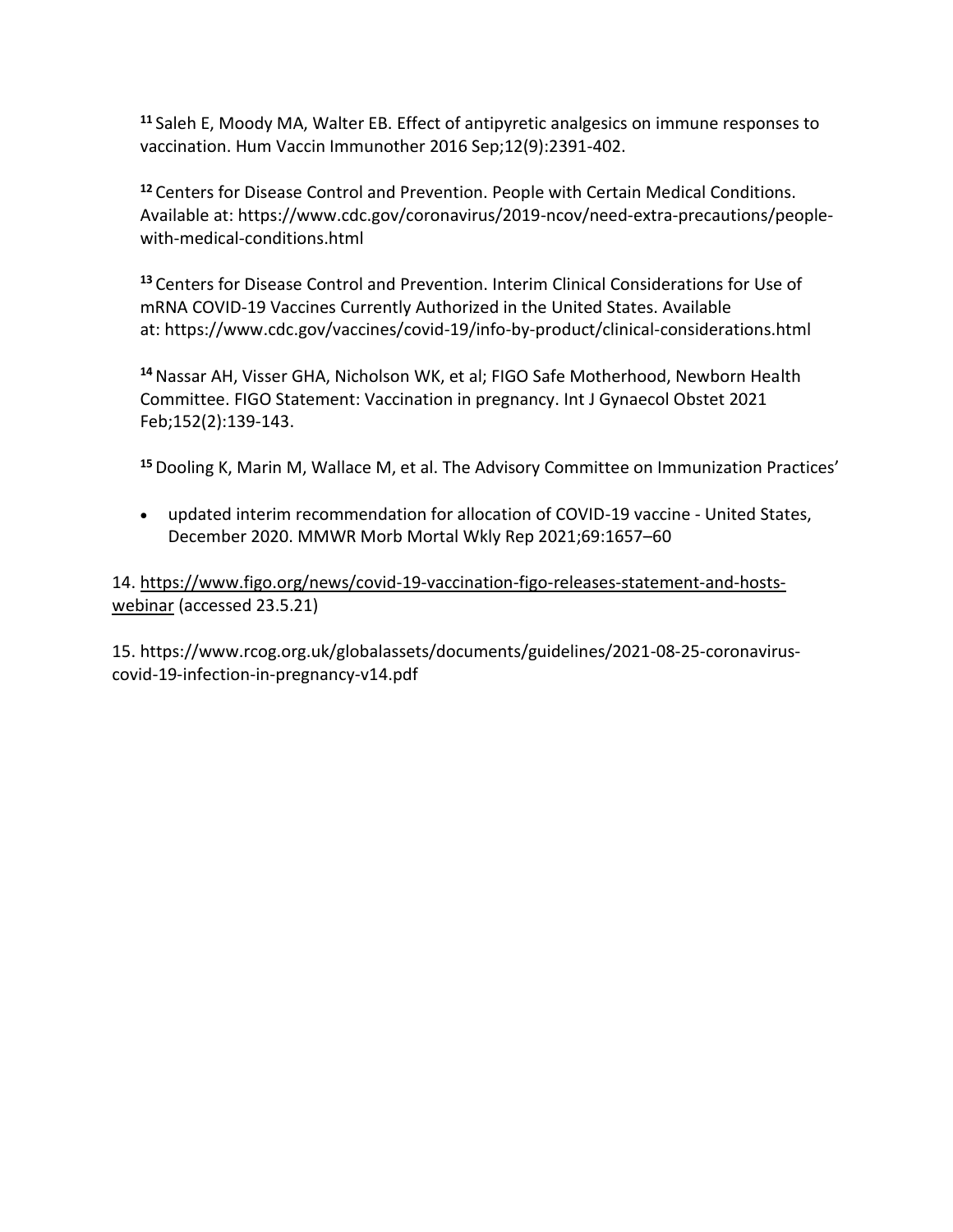[11] Saleh E, Moody MA, Walter EB. Effect of antipyretic analgesics on immune responses to vaccination. Hum Vaccin Immunother 2016 Sep;12(9):2391-402.

[12] Centers for Disease Control and Prevention. People with Certain Medical Conditions. Available at: https://www.cdc.gov/coronavirus/2019-ncov/need-extra-precautions/people-with-medical-conditions.html

[13] Centers for Disease Control and Prevention. Interim Clinical Considerations for Use of mRNA COVID-19 Vaccines Currently Authorized in the United States. Available at: https://www.cdc.gov/vaccines/covid-19/info-by-product/clinical-considerations.html

[14] Nassar AH, Visser GHA, Nicholson WK, et al; FIGO Safe Motherhood, Newborn Health Committee. FIGO Statement: Vaccination in pregnancy. Int J Gynaecol Obstet 2021 Feb;152(2):139-143.

[15] Dooling K, Marin M, Wallace M, et al. The Advisory Committee on Immunization Practices'

- updated interim recommendation for allocation of COVID-19 vaccine - United States, December 2020. MMWR Morb Mortal Wkly Rep 2021;69:1657–60

14. https://www.figo.org/news/covid-19-vaccination-figo-releases-statement-and-hosts-webinar (accessed 23.5.21)

15. https://www.rcog.org.uk/globalassets/documents/guidelines/2021-08-25-coronavirus-covid-19-infection-in-pregnancy-v14.pdf